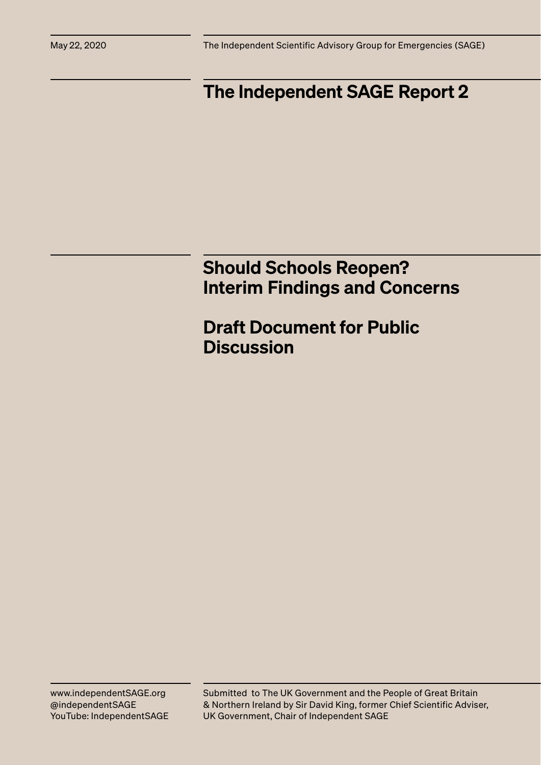May 22, 2020

The Independent Scientific Advisory Group for Emergencies (SAGE)

# The Independent SAGE Report 2

## Should Schools Reopen? Interim Findings and Concerns

## Draft Document for Public Discussion

www.independentSAGE.org
@independentSAGE
YouTube: IndependentSAGE

Submitted to The UK Government and the People of Great Britain & Northern Ireland by Sir David King, former Chief Scientific Adviser, UK Government, Chair of Independent SAGE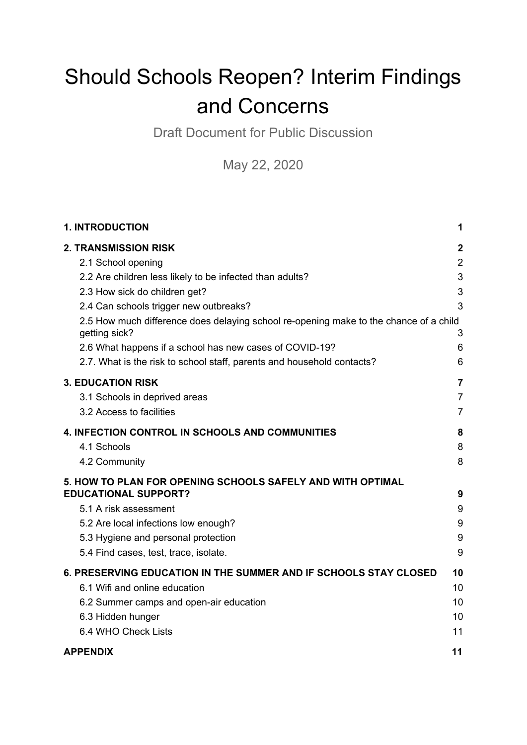# Should Schools Reopen? Interim Findings and Concerns

Draft Document for Public Discussion

May 22, 2020

| | |
|---|---|
| **1. INTRODUCTION** | **1** |
| **2. TRANSMISSION RISK** | **2** |
| 2.1 School opening | 2 |
| 2.2 Are children less likely to be infected than adults? | 3 |
| 2.3 How sick do children get? | 3 |
| 2.4 Can schools trigger new outbreaks? | 3 |
| 2.5 How much difference does delaying school re-opening make to the chance of a child getting sick? | 3 |
| 2.6 What happens if a school has new cases of COVID-19? | 6 |
| 2.7. What is the risk to school staff, parents and household contacts? | 6 |
| **3. EDUCATION RISK** | **7** |
| 3.1 Schools in deprived areas | 7 |
| 3.2 Access to facilities | 7 |
| **4. INFECTION CONTROL IN SCHOOLS AND COMMUNITIES** | **8** |
| 4.1 Schools | 8 |
| 4.2 Community | 8 |
| **5. HOW TO PLAN FOR OPENING SCHOOLS SAFELY AND WITH OPTIMAL EDUCATIONAL SUPPORT?** | **9** |
| 5.1 A risk assessment | 9 |
| 5.2 Are local infections low enough? | 9 |
| 5.3 Hygiene and personal protection | 9 |
| 5.4 Find cases, test, trace, isolate. | 9 |
| **6. PRESERVING EDUCATION IN THE SUMMER AND IF SCHOOLS STAY CLOSED** | **10** |
| 6.1 Wifi and online education | 10 |
| 6.2 Summer camps and open-air education | 10 |
| 6.3 Hidden hunger | 10 |
| 6.4 WHO Check Lists | 11 |
| **APPENDIX** | **11** |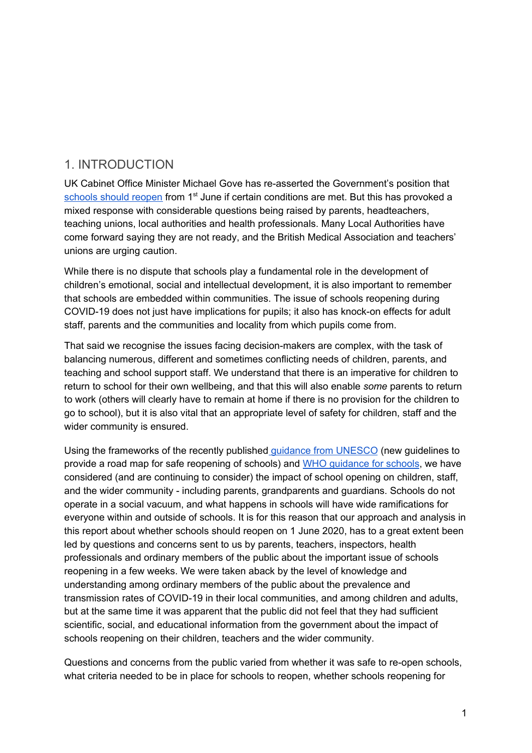## 1. INTRODUCTION

UK Cabinet Office Minister Michael Gove has re-asserted the Government's position that schools should reopen from 1st June if certain conditions are met. But this has provoked a mixed response with considerable questions being raised by parents, headteachers, teaching unions, local authorities and health professionals. Many Local Authorities have come forward saying they are not ready, and the British Medical Association and teachers' unions are urging caution.

While there is no dispute that schools play a fundamental role in the development of children's emotional, social and intellectual development, it is also important to remember that schools are embedded within communities. The issue of schools reopening during COVID-19 does not just have implications for pupils; it also has knock-on effects for adult staff, parents and the communities and locality from which pupils come from.

That said we recognise the issues facing decision-makers are complex, with the task of balancing numerous, different and sometimes conflicting needs of children, parents, and teaching and school support staff. We understand that there is an imperative for children to return to school for their own wellbeing, and that this will also enable *some* parents to return to work (others will clearly have to remain at home if there is no provision for the children to go to school), but it is also vital that an appropriate level of safety for children, staff and the wider community is ensured.

Using the frameworks of the recently published guidance from UNESCO (new guidelines to provide a road map for safe reopening of schools) and WHO guidance for schools, we have considered (and are continuing to consider) the impact of school opening on children, staff, and the wider community - including parents, grandparents and guardians. Schools do not operate in a social vacuum, and what happens in schools will have wide ramifications for everyone within and outside of schools. It is for this reason that our approach and analysis in this report about whether schools should reopen on 1 June 2020, has to a great extent been led by questions and concerns sent to us by parents, teachers, inspectors, health professionals and ordinary members of the public about the important issue of schools reopening in a few weeks. We were taken aback by the level of knowledge and understanding among ordinary members of the public about the prevalence and transmission rates of COVID-19 in their local communities, and among children and adults, but at the same time it was apparent that the public did not feel that they had sufficient scientific, social, and educational information from the government about the impact of schools reopening on their children, teachers and the wider community.

Questions and concerns from the public varied from whether it was safe to re-open schools, what criteria needed to be in place for schools to reopen, whether schools reopening for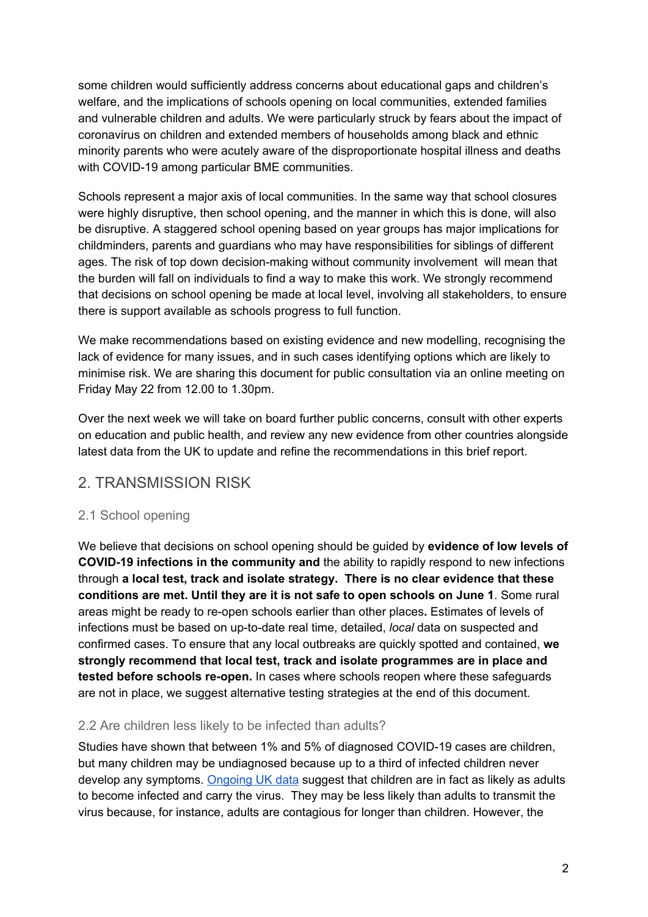some children would sufficiently address concerns about educational gaps and children's welfare, and the implications of schools opening on local communities, extended families and vulnerable children and adults. We were particularly struck by fears about the impact of coronavirus on children and extended members of households among black and ethnic minority parents who were acutely aware of the disproportionate hospital illness and deaths with COVID-19 among particular BME communities.

Schools represent a major axis of local communities. In the same way that school closures were highly disruptive, then school opening, and the manner in which this is done, will also be disruptive. A staggered school opening based on year groups has major implications for childminders, parents and guardians who may have responsibilities for siblings of different ages. The risk of top down decision-making without community involvement will mean that the burden will fall on individuals to find a way to make this work. We strongly recommend that decisions on school opening be made at local level, involving all stakeholders, to ensure there is support available as schools progress to full function.

We make recommendations based on existing evidence and new modelling, recognising the lack of evidence for many issues, and in such cases identifying options which are likely to minimise risk. We are sharing this document for public consultation via an online meeting on Friday May 22 from 12.00 to 1.30pm.

Over the next week we will take on board further public concerns, consult with other experts on education and public health, and review any new evidence from other countries alongside latest data from the UK to update and refine the recommendations in this brief report.

## 2. TRANSMISSION RISK

### 2.1 School opening

We believe that decisions on school opening should be guided by **evidence of low levels of COVID-19 infections in the community and** the ability to rapidly respond to new infections through **a local test, track and isolate strategy. There is no clear evidence that these conditions are met. Until they are it is not safe to open schools on June 1**. Some rural areas might be ready to re-open schools earlier than other places**.** Estimates of levels of infections must be based on up-to-date real time, detailed, *local* data on suspected and confirmed cases. To ensure that any local outbreaks are quickly spotted and contained, **we strongly recommend that local test, track and isolate programmes are in place and tested before schools re-open.** In cases where schools reopen where these safeguards are not in place, we suggest alternative testing strategies at the end of this document.

### 2.2 Are children less likely to be infected than adults?

Studies have shown that between 1% and 5% of diagnosed COVID-19 cases are children, but many children may be undiagnosed because up to a third of infected children never develop any symptoms. Ongoing UK data suggest that children are in fact as likely as adults to become infected and carry the virus. They may be less likely than adults to transmit the virus because, for instance, adults are contagious for longer than children. However, the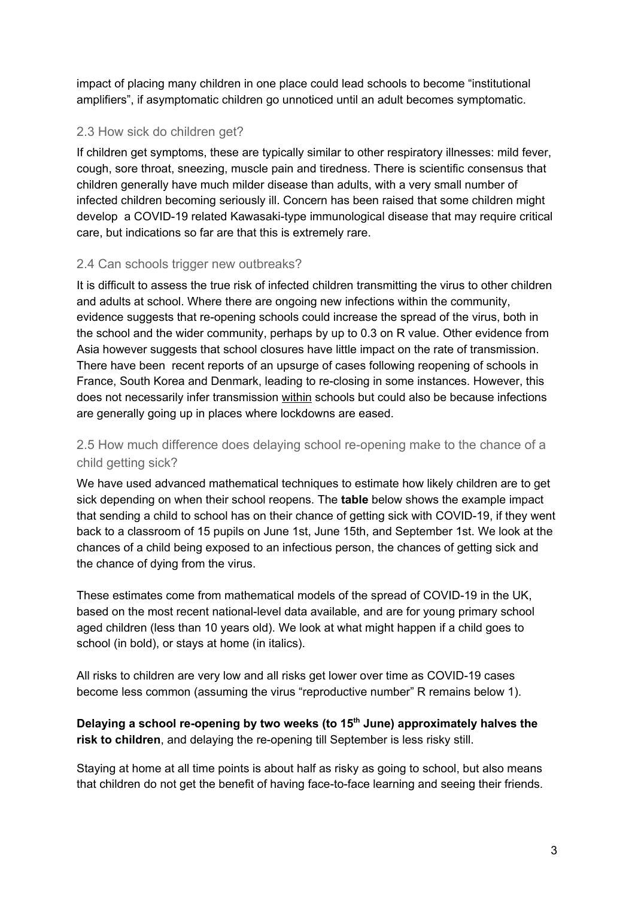impact of placing many children in one place could lead schools to become “institutional amplifiers”, if asymptomatic children go unnoticed until an adult becomes symptomatic.

### 2.3 How sick do children get?

If children get symptoms, these are typically similar to other respiratory illnesses: mild fever, cough, sore throat, sneezing, muscle pain and tiredness. There is scientific consensus that children generally have much milder disease than adults, with a very small number of infected children becoming seriously ill. Concern has been raised that some children might develop a COVID-19 related Kawasaki-type immunological disease that may require critical care, but indications so far are that this is extremely rare.

### 2.4 Can schools trigger new outbreaks?

It is difficult to assess the true risk of infected children transmitting the virus to other children and adults at school. Where there are ongoing new infections within the community, evidence suggests that re-opening schools could increase the spread of the virus, both in the school and the wider community, perhaps by up to 0.3 on R value. Other evidence from Asia however suggests that school closures have little impact on the rate of transmission. There have been recent reports of an upsurge of cases following reopening of schools in France, South Korea and Denmark, leading to re-closing in some instances. However, this does not necessarily infer transmission within schools but could also be because infections are generally going up in places where lockdowns are eased.

### 2.5 How much difference does delaying school re-opening make to the chance of a child getting sick?

We have used advanced mathematical techniques to estimate how likely children are to get sick depending on when their school reopens. The **table** below shows the example impact that sending a child to school has on their chance of getting sick with COVID-19, if they went back to a classroom of 15 pupils on June 1st, June 15th, and September 1st. We look at the chances of a child being exposed to an infectious person, the chances of getting sick and the chance of dying from the virus.

These estimates come from mathematical models of the spread of COVID-19 in the UK, based on the most recent national-level data available, and are for young primary school aged children (less than 10 years old). We look at what might happen if a child goes to school (in bold), or stays at home (in italics).

All risks to children are very low and all risks get lower over time as COVID-19 cases become less common (assuming the virus “reproductive number” R remains below 1).

**Delaying a school re-opening by two weeks (to 15th June) approximately halves the risk to children**, and delaying the re-opening till September is less risky still.

Staying at home at all time points is about half as risky as going to school, but also means that children do not get the benefit of having face-to-face learning and seeing their friends.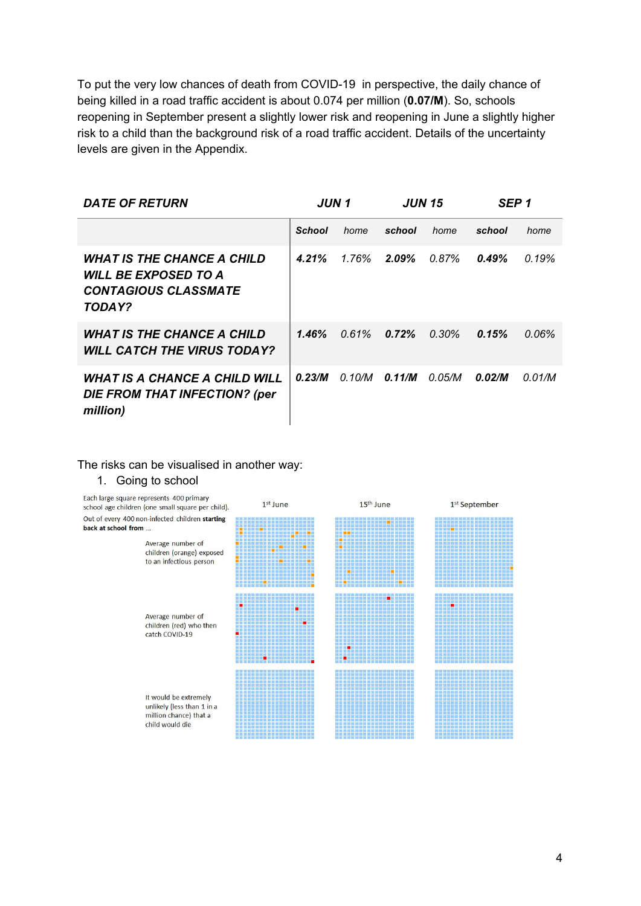To put the very low chances of death from COVID-19 in perspective, the daily chance of being killed in a road traffic accident is about 0.074 per million (**0.07/M**). So, schools reopening in September present a slightly lower risk and reopening in June a slightly higher risk to a child than the background risk of a road traffic accident. Details of the uncertainty levels are given in the Appendix.

| ***DATE OF RETURN*** | ***JUN 1*** | | ***JUN 15*** | | ***SEP 1*** | |
|---|---|---|---|---|---|---|
| | ***School*** | *home* | ***school*** | *home* | ***school*** | *home* |
| ***WHAT IS THE CHANCE A CHILD WILL BE EXPOSED TO A CONTAGIOUS CLASSMATE TODAY?*** | ***4.21%*** | *1.76%* | ***2.09%*** | *0.87%* | ***0.49%*** | *0.19%* |
| ***WHAT IS THE CHANCE A CHILD WILL CATCH THE VIRUS TODAY?*** | ***1.46%*** | *0.61%* | ***0.72%*** | *0.30%* | ***0.15%*** | *0.06%* |
| ***WHAT IS A CHANCE A CHILD WILL DIE FROM THAT INFECTION? (per million)*** | ***0.23/M*** | *0.10/M* | ***0.11/M*** | *0.05/M* | ***0.02/M*** | *0.01/M* |

The risks can be visualised in another way:

1. Going to school

Each large square represents 400 primary school age children (one small square per child).

Out of every 400 non-infected children **starting back at school from** …

1st June | 15th June | 1st September

Average number of children (orange) exposed to an infectious person

Average number of children (red) who then catch COVID-19

It would be extremely unlikely (less than 1 in a million chance) that a child would die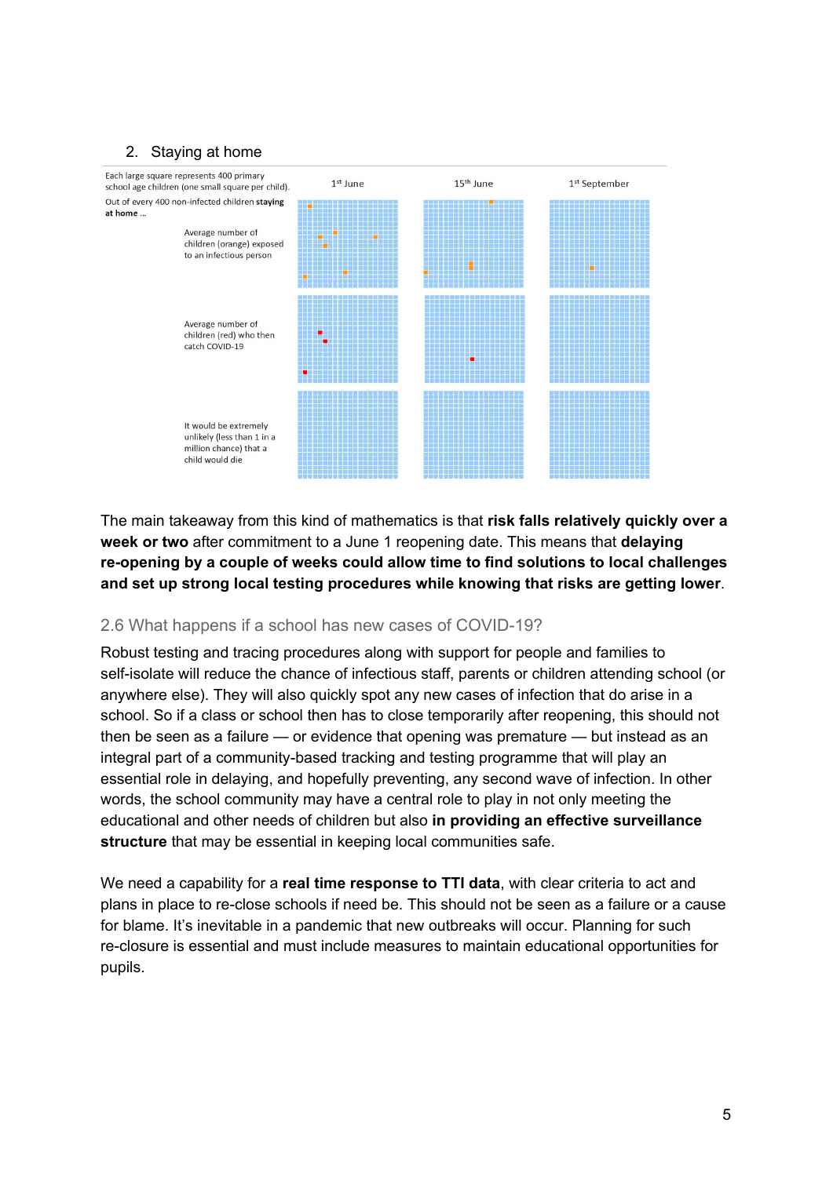2. Staying at home

| Each large square represents 400 primary school age children (one small square per child). | 1st June | 15th June | 1st September |
|---|---|---|---|
| Out of every 400 non-infected children **staying at home** … | | | |
| Average number of children (orange) exposed to an infectious person | | | |
| Average number of children (red) who then catch COVID-19 | | | |
| It would be extremely unlikely (less than 1 in a million chance) that a child would die | | | |

The main takeaway from this kind of mathematics is that **risk falls relatively quickly over a week or two** after commitment to a June 1 reopening date. This means that **delaying re-opening by a couple of weeks could allow time to find solutions to local challenges and set up strong local testing procedures while knowing that risks are getting lower**.

## 2.6 What happens if a school has new cases of COVID-19?

Robust testing and tracing procedures along with support for people and families to self-isolate will reduce the chance of infectious staff, parents or children attending school (or anywhere else). They will also quickly spot any new cases of infection that do arise in a school. So if a class or school then has to close temporarily after reopening, this should not then be seen as a failure — or evidence that opening was premature — but instead as an integral part of a community-based tracking and testing programme that will play an essential role in delaying, and hopefully preventing, any second wave of infection. In other words, the school community may have a central role to play in not only meeting the educational and other needs of children but also **in providing an effective surveillance structure** that may be essential in keeping local communities safe.

We need a capability for a **real time response to TTI data**, with clear criteria to act and plans in place to re-close schools if need be. This should not be seen as a failure or a cause for blame. It's inevitable in a pandemic that new outbreaks will occur. Planning for such re-closure is essential and must include measures to maintain educational opportunities for pupils.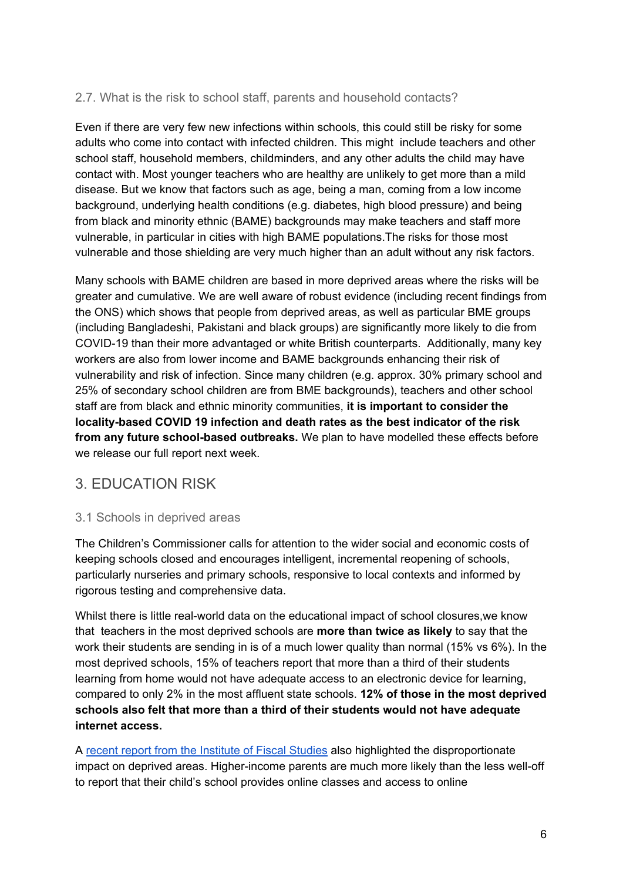### 2.7. What is the risk to school staff, parents and household contacts?

Even if there are very few new infections within schools, this could still be risky for some adults who come into contact with infected children. This might include teachers and other school staff, household members, childminders, and any other adults the child may have contact with. Most younger teachers who are healthy are unlikely to get more than a mild disease. But we know that factors such as age, being a man, coming from a low income background, underlying health conditions (e.g. diabetes, high blood pressure) and being from black and minority ethnic (BAME) backgrounds may make teachers and staff more vulnerable, in particular in cities with high BAME populations.The risks for those most vulnerable and those shielding are very much higher than an adult without any risk factors.

Many schools with BAME children are based in more deprived areas where the risks will be greater and cumulative. We are well aware of robust evidence (including recent findings from the ONS) which shows that people from deprived areas, as well as particular BME groups (including Bangladeshi, Pakistani and black groups) are significantly more likely to die from COVID-19 than their more advantaged or white British counterparts. Additionally, many key workers are also from lower income and BAME backgrounds enhancing their risk of vulnerability and risk of infection. Since many children (e.g. approx. 30% primary school and 25% of secondary school children are from BME backgrounds), teachers and other school staff are from black and ethnic minority communities, **it is important to consider the locality-based COVID 19 infection and death rates as the best indicator of the risk from any future school-based outbreaks.** We plan to have modelled these effects before we release our full report next week.

## 3. EDUCATION RISK

### 3.1 Schools in deprived areas

The Children's Commissioner calls for attention to the wider social and economic costs of keeping schools closed and encourages intelligent, incremental reopening of schools, particularly nurseries and primary schools, responsive to local contexts and informed by rigorous testing and comprehensive data.

Whilst there is little real-world data on the educational impact of school closures,we know that teachers in the most deprived schools are **more than twice as likely** to say that the work their students are sending in is of a much lower quality than normal (15% vs 6%). In the most deprived schools, 15% of teachers report that more than a third of their students learning from home would not have adequate access to an electronic device for learning, compared to only 2% in the most affluent state schools. **12% of those in the most deprived schools also felt that more than a third of their students would not have adequate internet access.**

A recent report from the Institute of Fiscal Studies also highlighted the disproportionate impact on deprived areas. Higher-income parents are much more likely than the less well-off to report that their child's school provides online classes and access to online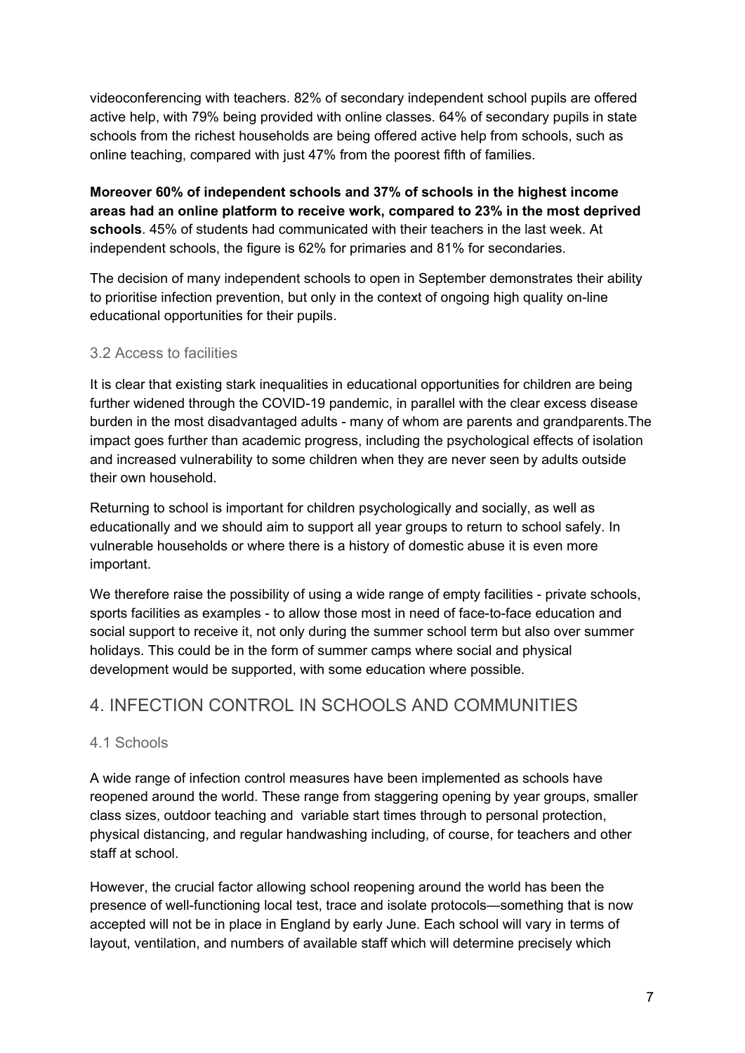videoconferencing with teachers. 82% of secondary independent school pupils are offered active help, with 79% being provided with online classes. 64% of secondary pupils in state schools from the richest households are being offered active help from schools, such as online teaching, compared with just 47% from the poorest fifth of families.

**Moreover 60% of independent schools and 37% of schools in the highest income areas had an online platform to receive work, compared to 23% in the most deprived schools**. 45% of students had communicated with their teachers in the last week. At independent schools, the figure is 62% for primaries and 81% for secondaries.

The decision of many independent schools to open in September demonstrates their ability to prioritise infection prevention, but only in the context of ongoing high quality on-line educational opportunities for their pupils.

### 3.2 Access to facilities

It is clear that existing stark inequalities in educational opportunities for children are being further widened through the COVID-19 pandemic, in parallel with the clear excess disease burden in the most disadvantaged adults - many of whom are parents and grandparents.The impact goes further than academic progress, including the psychological effects of isolation and increased vulnerability to some children when they are never seen by adults outside their own household.

Returning to school is important for children psychologically and socially, as well as educationally and we should aim to support all year groups to return to school safely. In vulnerable households or where there is a history of domestic abuse it is even more important.

We therefore raise the possibility of using a wide range of empty facilities - private schools, sports facilities as examples - to allow those most in need of face-to-face education and social support to receive it, not only during the summer school term but also over summer holidays. This could be in the form of summer camps where social and physical development would be supported, with some education where possible.

## 4. INFECTION CONTROL IN SCHOOLS AND COMMUNITIES

### 4.1 Schools

A wide range of infection control measures have been implemented as schools have reopened around the world. These range from staggering opening by year groups, smaller class sizes, outdoor teaching and variable start times through to personal protection, physical distancing, and regular handwashing including, of course, for teachers and other staff at school.

However, the crucial factor allowing school reopening around the world has been the presence of well-functioning local test, trace and isolate protocols—something that is now accepted will not be in place in England by early June. Each school will vary in terms of layout, ventilation, and numbers of available staff which will determine precisely which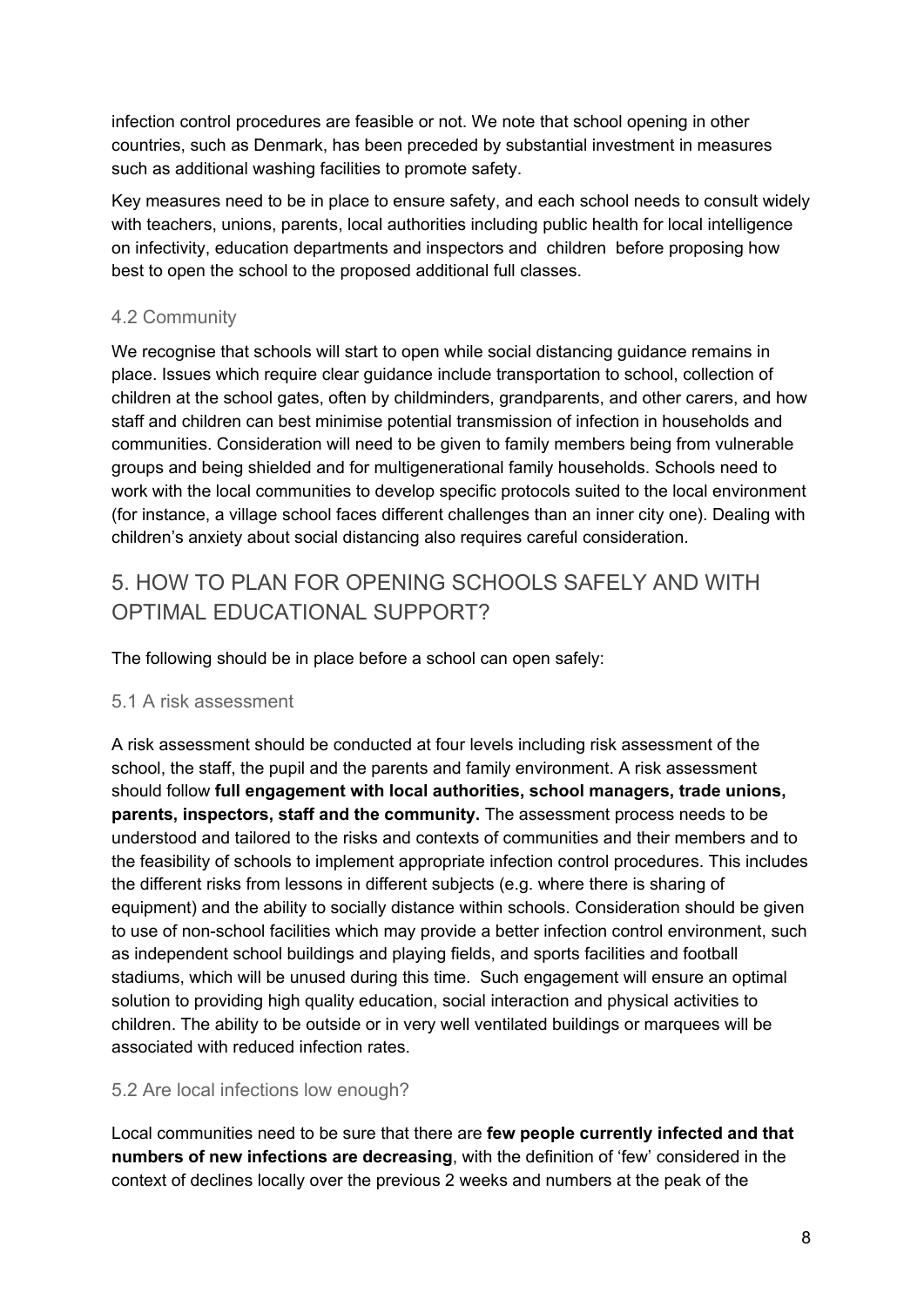infection control procedures are feasible or not. We note that school opening in other countries, such as Denmark, has been preceded by substantial investment in measures such as additional washing facilities to promote safety.

Key measures need to be in place to ensure safety, and each school needs to consult widely with teachers, unions, parents, local authorities including public health for local intelligence on infectivity, education departments and inspectors and children before proposing how best to open the school to the proposed additional full classes.

### 4.2 Community

We recognise that schools will start to open while social distancing guidance remains in place. Issues which require clear guidance include transportation to school, collection of children at the school gates, often by childminders, grandparents, and other carers, and how staff and children can best minimise potential transmission of infection in households and communities. Consideration will need to be given to family members being from vulnerable groups and being shielded and for multigenerational family households. Schools need to work with the local communities to develop specific protocols suited to the local environment (for instance, a village school faces different challenges than an inner city one). Dealing with children's anxiety about social distancing also requires careful consideration.

## 5. HOW TO PLAN FOR OPENING SCHOOLS SAFELY AND WITH OPTIMAL EDUCATIONAL SUPPORT?

The following should be in place before a school can open safely:

### 5.1 A risk assessment

A risk assessment should be conducted at four levels including risk assessment of the school, the staff, the pupil and the parents and family environment. A risk assessment should follow **full engagement with local authorities, school managers, trade unions, parents, inspectors, staff and the community.** The assessment process needs to be understood and tailored to the risks and contexts of communities and their members and to the feasibility of schools to implement appropriate infection control procedures. This includes the different risks from lessons in different subjects (e.g. where there is sharing of equipment) and the ability to socially distance within schools. Consideration should be given to use of non-school facilities which may provide a better infection control environment, such as independent school buildings and playing fields, and sports facilities and football stadiums, which will be unused during this time. Such engagement will ensure an optimal solution to providing high quality education, social interaction and physical activities to children. The ability to be outside or in very well ventilated buildings or marquees will be associated with reduced infection rates.

### 5.2 Are local infections low enough?

Local communities need to be sure that there are **few people currently infected and that numbers of new infections are decreasing**, with the definition of 'few' considered in the context of declines locally over the previous 2 weeks and numbers at the peak of the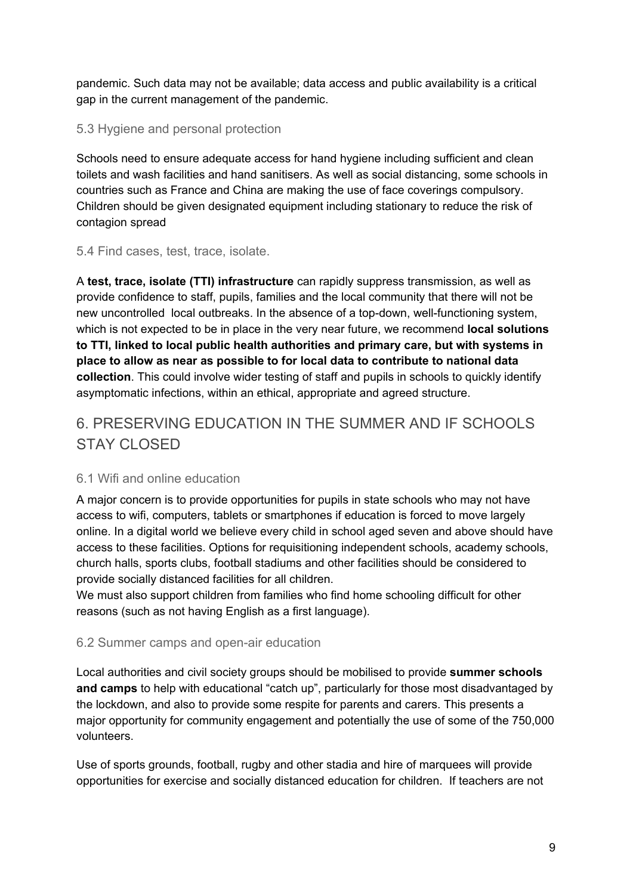pandemic. Such data may not be available; data access and public availability is a critical gap in the current management of the pandemic.

### 5.3 Hygiene and personal protection

Schools need to ensure adequate access for hand hygiene including sufficient and clean toilets and wash facilities and hand sanitisers. As well as social distancing, some schools in countries such as France and China are making the use of face coverings compulsory. Children should be given designated equipment including stationary to reduce the risk of contagion spread

### 5.4 Find cases, test, trace, isolate.

A **test, trace, isolate (TTI) infrastructure** can rapidly suppress transmission, as well as provide confidence to staff, pupils, families and the local community that there will not be new uncontrolled local outbreaks. In the absence of a top-down, well-functioning system, which is not expected to be in place in the very near future, we recommend **local solutions to TTI, linked to local public health authorities and primary care, but with systems in place to allow as near as possible to for local data to contribute to national data collection**. This could involve wider testing of staff and pupils in schools to quickly identify asymptomatic infections, within an ethical, appropriate and agreed structure.

## 6. PRESERVING EDUCATION IN THE SUMMER AND IF SCHOOLS STAY CLOSED

### 6.1 Wifi and online education

A major concern is to provide opportunities for pupils in state schools who may not have access to wifi, computers, tablets or smartphones if education is forced to move largely online. In a digital world we believe every child in school aged seven and above should have access to these facilities. Options for requisitioning independent schools, academy schools, church halls, sports clubs, football stadiums and other facilities should be considered to provide socially distanced facilities for all children.

We must also support children from families who find home schooling difficult for other reasons (such as not having English as a first language).

### 6.2 Summer camps and open-air education

Local authorities and civil society groups should be mobilised to provide **summer schools and camps** to help with educational "catch up", particularly for those most disadvantaged by the lockdown, and also to provide some respite for parents and carers. This presents a major opportunity for community engagement and potentially the use of some of the 750,000 volunteers.

Use of sports grounds, football, rugby and other stadia and hire of marquees will provide opportunities for exercise and socially distanced education for children. If teachers are not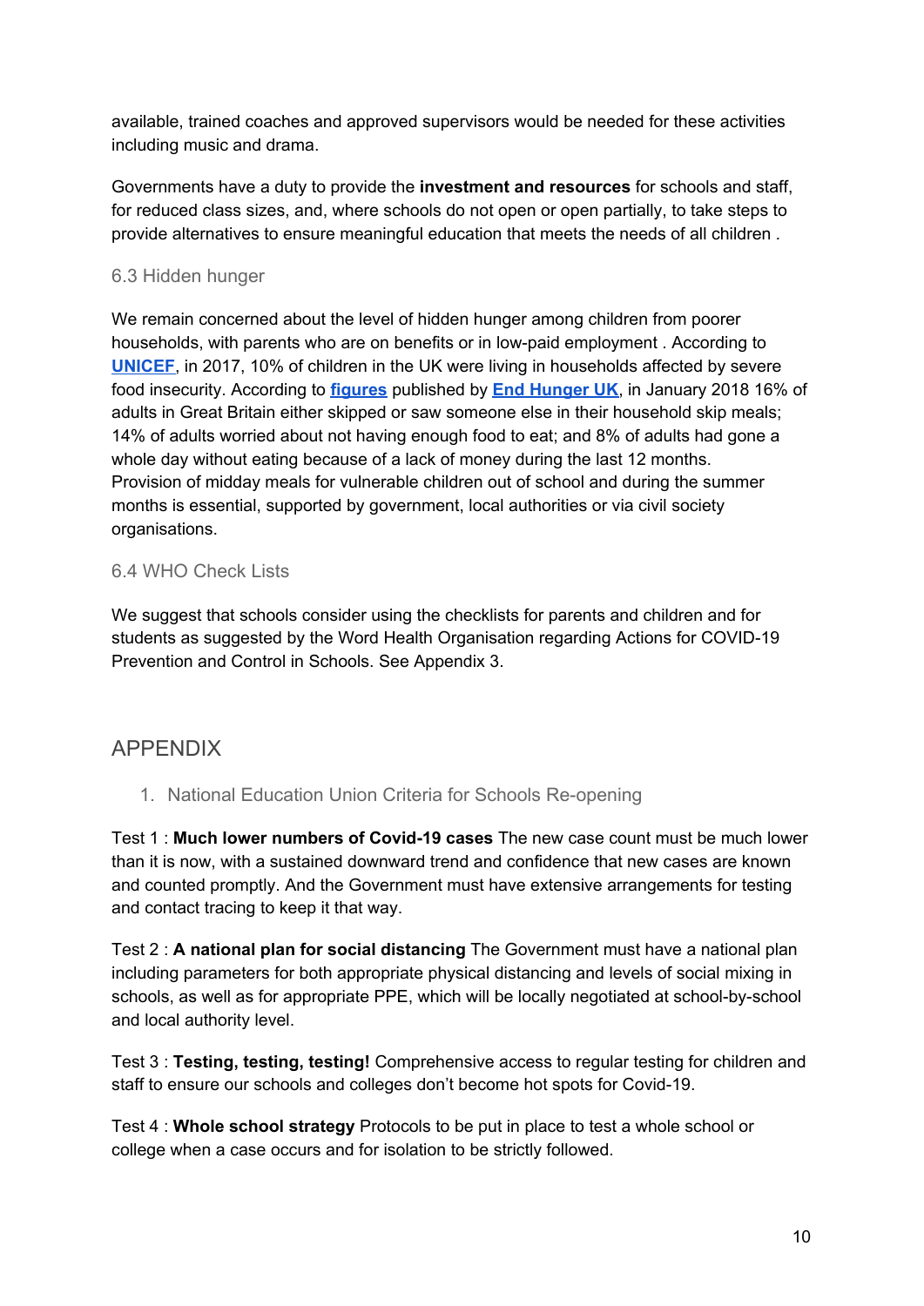available, trained coaches and approved supervisors would be needed for these activities including music and drama.

Governments have a duty to provide the **investment and resources** for schools and staff, for reduced class sizes, and, where schools do not open or open partially, to take steps to provide alternatives to ensure meaningful education that meets the needs of all children .

### 6.3 Hidden hunger

We remain concerned about the level of hidden hunger among children from poorer households, with parents who are on benefits or in low-paid employment . According to **UNICEF**, in 2017, 10% of children in the UK were living in households affected by severe food insecurity. According to **figures** published by **End Hunger UK**, in January 2018 16% of adults in Great Britain either skipped or saw someone else in their household skip meals; 14% of adults worried about not having enough food to eat; and 8% of adults had gone a whole day without eating because of a lack of money during the last 12 months. Provision of midday meals for vulnerable children out of school and during the summer months is essential, supported by government, local authorities or via civil society organisations.

### 6.4 WHO Check Lists

We suggest that schools consider using the checklists for parents and children and for students as suggested by the Word Health Organisation regarding Actions for COVID-19 Prevention and Control in Schools. See Appendix 3.

## APPENDIX

### 1. National Education Union Criteria for Schools Re-opening

Test 1 : **Much lower numbers of Covid-19 cases** The new case count must be much lower than it is now, with a sustained downward trend and confidence that new cases are known and counted promptly. And the Government must have extensive arrangements for testing and contact tracing to keep it that way.

Test 2 : **A national plan for social distancing** The Government must have a national plan including parameters for both appropriate physical distancing and levels of social mixing in schools, as well as for appropriate PPE, which will be locally negotiated at school-by-school and local authority level.

Test 3 : **Testing, testing, testing!** Comprehensive access to regular testing for children and staff to ensure our schools and colleges don't become hot spots for Covid-19.

Test 4 : **Whole school strategy** Protocols to be put in place to test a whole school or college when a case occurs and for isolation to be strictly followed.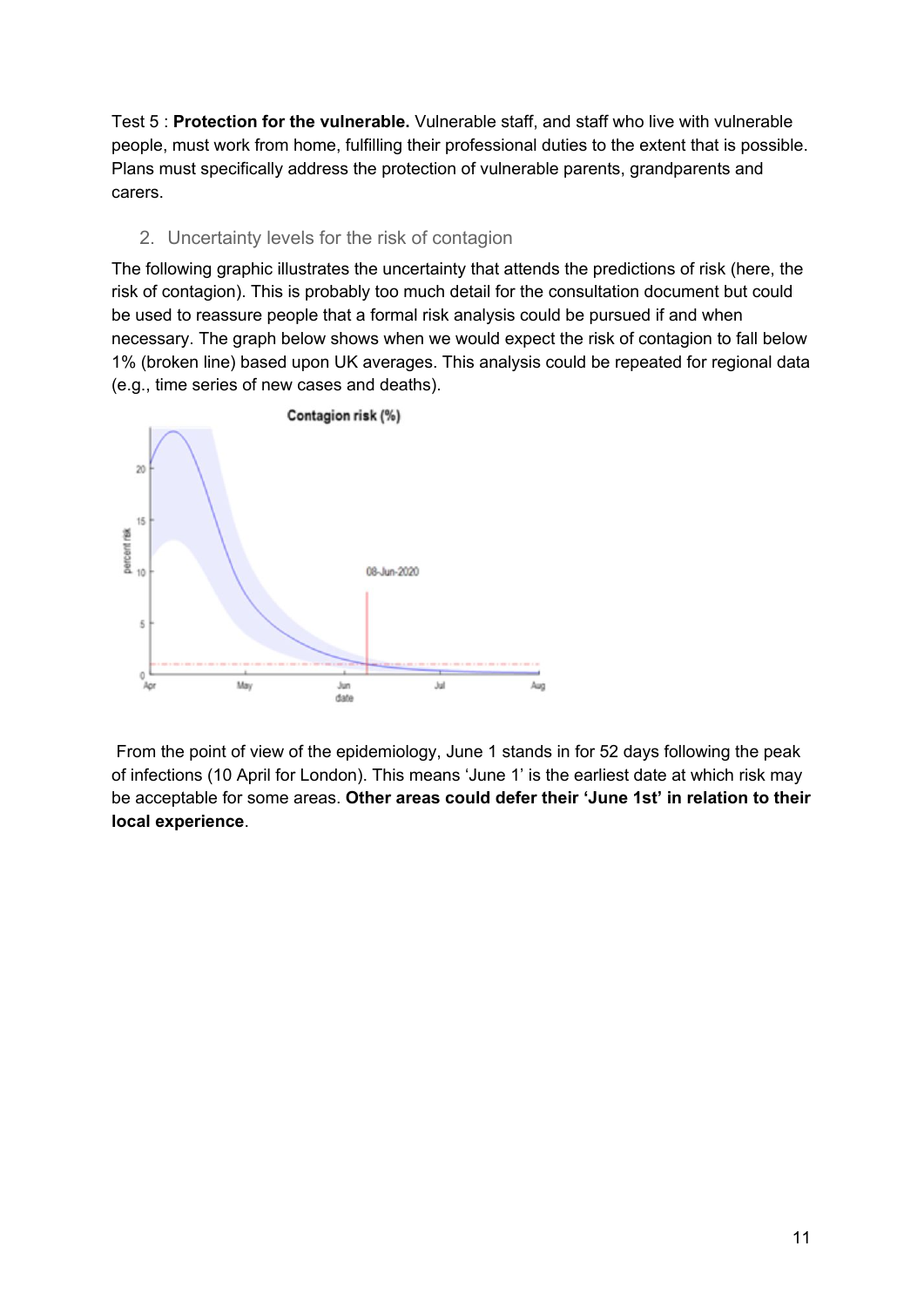Test 5 : **Protection for the vulnerable.** Vulnerable staff, and staff who live with vulnerable people, must work from home, fulfilling their professional duties to the extent that is possible. Plans must specifically address the protection of vulnerable parents, grandparents and carers.

## 2. Uncertainty levels for the risk of contagion

The following graphic illustrates the uncertainty that attends the predictions of risk (here, the risk of contagion). This is probably too much detail for the consultation document but could be used to reassure people that a formal risk analysis could be pursued if and when necessary. The graph below shows when we would expect the risk of contagion to fall below 1% (broken line) based upon UK averages. This analysis could be repeated for regional data (e.g., time series of new cases and deaths).

From the point of view of the epidemiology, June 1 stands in for 52 days following the peak of infections (10 April for London). This means 'June 1' is the earliest date at which risk may be acceptable for some areas. **Other areas could defer their 'June 1st' in relation to their local experience**.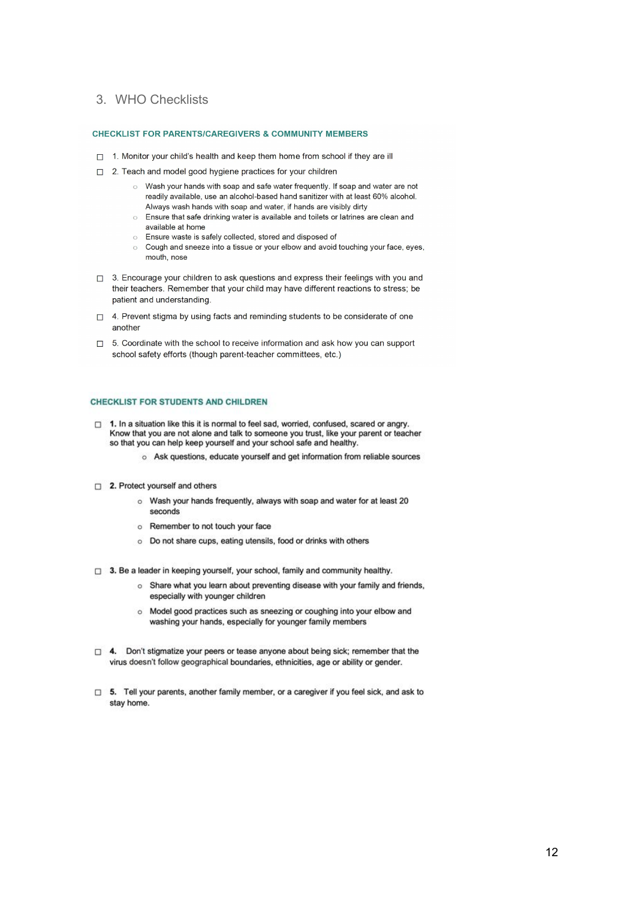## 3. WHO Checklists

### CHECKLIST FOR PARENTS/CAREGIVERS & COMMUNITY MEMBERS

- ☐ 1. Monitor your child's health and keep them home from school if they are ill
- ☐ 2. Teach and model good hygiene practices for your children
  - Wash your hands with soap and safe water frequently. If soap and water are not readily available, use an alcohol-based hand sanitizer with at least 60% alcohol. Always wash hands with soap and water, if hands are visibly dirty
  - Ensure that safe drinking water is available and toilets or latrines are clean and available at home
  - Ensure waste is safely collected, stored and disposed of
  - Cough and sneeze into a tissue or your elbow and avoid touching your face, eyes, mouth, nose
- ☐ 3. Encourage your children to ask questions and express their feelings with you and their teachers. Remember that your child may have different reactions to stress; be patient and understanding.
- ☐ 4. Prevent stigma by using facts and reminding students to be considerate of one another
- ☐ 5. Coordinate with the school to receive information and ask how you can support school safety efforts (though parent-teacher committees, etc.)

### CHECKLIST FOR STUDENTS AND CHILDREN

- ☐ **1.** In a situation like this it is normal to feel sad, worried, confused, scared or angry. Know that you are not alone and talk to someone you trust, like your parent or teacher so that you can help keep yourself and your school safe and healthy.
  - Ask questions, educate yourself and get information from reliable sources
- ☐ **2.** Protect yourself and others
  - Wash your hands frequently, always with soap and water for at least 20 seconds
  - Remember to not touch your face
  - Do not share cups, eating utensils, food or drinks with others
- ☐ **3.** Be a leader in keeping yourself, your school, family and community healthy.
  - Share what you learn about preventing disease with your family and friends, especially with younger children
  - Model good practices such as sneezing or coughing into your elbow and washing your hands, especially for younger family members
- ☐ **4.** Don't stigmatize your peers or tease anyone about being sick; remember that the virus doesn't follow geographical boundaries, ethnicities, age or ability or gender.
- ☐ **5.** Tell your parents, another family member, or a caregiver if you feel sick, and ask to stay home.